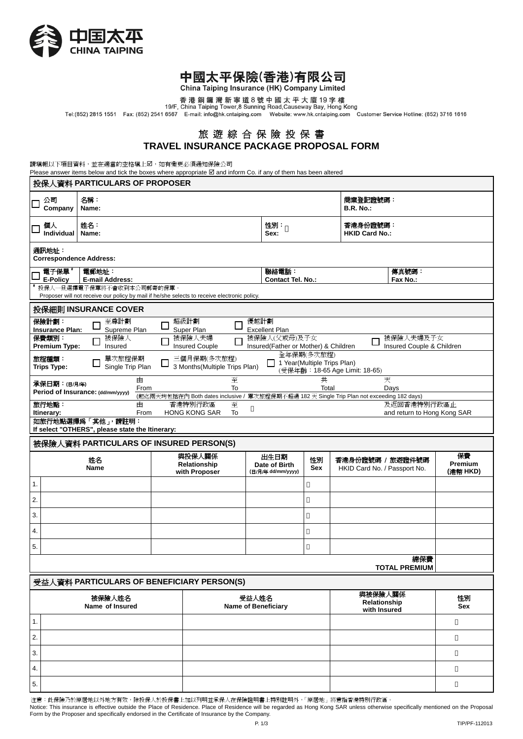中国太平
CHINA TAIPING

# 中國太平保險(香港)有限公司
China Taiping Insurance (HK) Company Limited

香港銅鑼灣新寧道8號中國太平大廈19字樓
19/F, China Taiping Tower,8 Sunning Road,Causeway Bay, Hong Kong
Tel:(852) 2815 1551 Fax: (852) 2541 6567 E-mail: info@hk.cntaiping.com Website: www.hk.cntaiping.com Customer Service Hotline: (852) 3716 1616

## 旅遊綜合保險投保書
## TRAVEL INSURANCE PACKAGE PROPOSAL FORM

請填報以下項目資料，並在適當的空格填上☑，如有變更必須通知保險公司
Please answer items below and tick the boxes where appropriate ☑ and inform Co. if any of them has been altered

### 投保人資料 PARTICULARS OF PROPOSER

| | | | |
|---|---|---|---|
| ☐ 公司 Company | 名稱： Name: | | 商業登記證號碼： B.R. No.: |
| ☐ 個人 Individual | 姓名： Name: | 性別： Sex: | 香港身份證號碼： HKID Card No.: |
| 通訊地址： Correspondence Address: | | | |
| ☐ 電子保單* E-Policy | 電郵地址： E-mail Address: | 聯絡電話： Contact Tel. No.: | 傳真號碼： Fax No.: |

\* 投保人一旦選擇電子保單將不會收到本公司郵寄的保單。
Proposer will not receive our policy by mail if he/she selects to receive electronic policy.

### 投保細則 INSURANCE COVER

保險計劃： Insurance Plan: ☐ 至尊計劃 Supreme Plan ☐ 超級計劃 Super Plan ☐ 優越計劃 Excellent Plan

保費類別： Premium Type: ☐ 被保險人 Insured ☐ 被保險人夫婦 Insured Couple ☐ 被保險人(父或母)及子女 Insured(Father or Mother) & Children ☐ 被保險人夫婦及子女 Insured Couple & Children

旅程種類： Trips Type: ☐ 單次旅程保期 Single Trip Plan ☐ 三個月保期(多次旅程) 3 Months(Multiple Trips Plan) ☐ 全年保期(多次旅程) 1 Year(Multiple Trips Plan) (受保年齡：18-65 Age Limit: 18-65)

承保日期：(日/月/年) Period of Insurance: (dd/mm/yyyy) 由 From ______ 至 To ______ 共 Total ______ 天 Days
(起迄兩天均包括在內 Both dates inclusive / 單次旅程保期不超過 182 天 Single Trip Plan not exceeding 182 days)

旅行地點： Itinerary: 由 From 香港特別行政區 HONG KONG SAR 至 To ______ 及返回香港特別行政區止 and return to Hong Kong SAR

如旅行地點選擇爲「其他」，請註明：
If select "OTHERS", please state the Itinerary:

### 被保險人資料 PARTICULARS OF INSURED PERSON(S)

| | 姓名 Name | 與投保人關係 Relationship with Proposer | 出生日期 Date of Birth (日/月/年 dd/mm/yyyy) | 性別 Sex | 香港身份證號碼 / 旅遊證件號碼 HKID Card No. / Passport No. | 保費 Premium (港幣 HKD) |
|---|---|---|---|---|---|---|
| 1. | | | | | | |
| 2. | | | | | | |
| 3. | | | | | | |
| 4. | | | | | | |
| 5. | | | | | | |
| | | | | | 總保費 TOTAL PREMIUM | |

### 受益人資料 PARTICULARS OF BENEFICIARY PERSON(S)

| | 被保險人姓名 Name of Insured | 受益人姓名 Name of Beneficiary | 與被保險人關係 Relationship with Insured | 性別 Sex |
|---|---|---|---|---|
| 1. | | | | |
| 2. | | | | |
| 3. | | | | |
| 4. | | | | |
| 5. | | | | |

注意：此保險乃於原居地以外地方有效，除投保人於投保書上加以列明並承保人在保險證明書上特別註明外，「原居地」將會指香港特別行政區。
Notice: This insurance is effective outside the Place of Residence. Place of Residence will be regarded as Hong Kong SAR unless otherwise specifically mentioned on the Proposal Form by the Proposer and specifically endorsed in the Certificate of Insurance by the Company.

TIP/PF-112013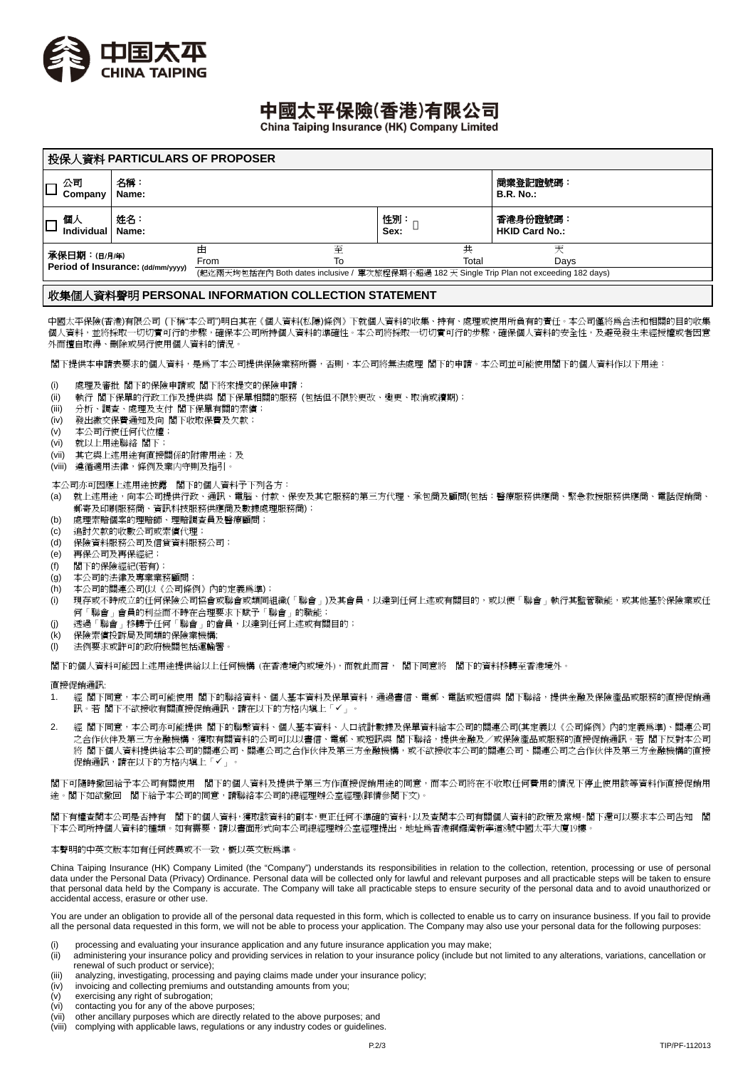# 中國太平保險(香港)有限公司

**China Taiping Insurance (HK) Company Limited**

## 投保人資料 PARTICULARS OF PROPOSER

| | | | | | | | |
|---|---|---|---|---|---|---|---|
| ☐ 公司 Company | 名稱：Name: | | | | | 商業登記證號碼：B.R. No.: | |
| ☐ 個人 Individual | 姓名：Name: | | | 性別：Sex: ☐ | | 香港身份證號碼：HKID Card No.: | |
| 承保日期：(日/月/年) Period of Insurance: (dd/mm/yyyy) | | 由 From | 至 To | | 共 Total | 天 Days | |
| | | (起迄兩天均包括在內 Both dates inclusive / 單次旅程保期不超過 182 天 Single Trip Plan not exceeding 182 days) | | | | | |

## 收集個人資料聲明 PERSONAL INFORMATION COLLECTION STATEMENT

中國太平保險(香港)有限公司（下稱"本公司")明白其在《個人資料(私隱)條例》下就個人資料的收集、持有、處理或使用所負有的責任。本公司僅將為合法和相關的目的收集個人資料，並將採取一切切實可行的步驟，確保本公司所持個人資料的準確性。本公司將採取一切切實可行的步驟，確保個人資料的安全性，及避免發生未經授權或者因意外而擅自取得、刪除或另行使用個人資料的情況。

閣下提供本申請表要求的個人資料，是為了本公司提供保險業務所需，否則，本公司將無法處理 閣下的申請。本公司並可能使用閣下的個人資料作以下用途：

(i) 處理及審批 閣下的保險申請或 閣下將來提交的保險申請；
(ii) 執行 閣下保單的行政工作及提供與 閣下保單相關的服務（包括但不限於更改、變更、取消或續期）；
(iii) 分析、調查、處理及支付 閣下保單有關的索償；
(iv) 發出繳交保費通知及向 閣下收取保費及欠款；
(v) 本公司行使任何代位權；
(vi) 就以上用途聯絡 閣下；
(vii) 其它與上述用途有直接關係的附帶用途；及
(viii) 遵循適用法律、條例及業內守則及指引。

本公司亦可因應上述用途披露 閣下的個人資料予下列各方：

(a) 就上述用途，向本公司提供行政、通訊、電腦、付款、保安及其它服務的第三方代理、承包商及顧問(包括：醫療服務供應商、緊急救援服務供應商、電話促銷商、郵寄及印刷服務商、資訊科技服務供應商及數據處理服務商)；
(b) 處理索賠個案的理賠師、理賠調查員及醫療顧問；
(c) 追討欠款的收數公司或索償代理；
(d) 保險資料服務公司及信貸資料服務公司；
(e) 再保公司及再保經紀；
(f) 閣下的保險經紀(若有)；
(g) 本公司的法律及專業業務顧問；
(h) 本公司的關連公司(以《公司條例》內的定義為準)；
(i) 現存或不時成立的任何保險公司協會或聯會或類同組織(「聯會」)及其會員，以達到任何上述或有關目的，或以便「聯會」執行其監管職能，或其他基於保險業或任何「聯會」會員的利益而不時在合理要求下賦予「聯會」的職能；
(j) 透過「聯會」移轉予任何「聯會」的會員，以達到任何上述或有關目的；
(k) 保險索償投訴局及同類的保險業機構；
(l) 法例要求或許可的政府機關包括運輸署。

閣下的個人資料可能因上述用途提供給以上任何機構（在香港境內或境外)，而就此而言， 閣下同意將 閣下的資料移轉至香港境外。

直接促銷通訊:

1. 經 閣下同意，本公司可能使用 閣下的聯絡資料、個人基本資料及保單資料，通過書信、電郵、電話或短信與 閣下聯絡，提供金融及保險產品或服務的直接促銷通訊。若 閣下不欲接收有關直接促銷通訊，請在以下的方格內填上「✓」。
2. 經 閣下同意，本公司亦可能提供 閣下的聯繫資料、個人基本資料、人口統計數據及保單資料給本公司的關連公司(其定義以《公司條例》內的定義為準)、關連公司之合作伙伴及第三方金融機構，獲取有關資料的公司可以以書信、電郵、或短訊與 閣下聯絡，提供金融及／或保險產品或服務的直接促銷通訊。若 閣下反對本公司將 閣下個人資料提供給本公司的關連公司、關連公司之合作伙伴及第三方金融機構，或不欲接收本公司的關連公司、關連公司之合作伙伴及第三方金融機構的直接促銷通訊，請在以下的方格內填上「✓」。

閣下可隨時撤回給予本公司有關使用 閣下的個人資料及提供予第三方作直接促銷用途的同意，而本公司將在不收取任何費用的情況下停止使用該等資料作直接促銷用途。閣下如欲撤回 閣下給予本公司的同意，請聯絡本公司的總經理辦公室經理(詳情參閱下文)。

閣下有權查閱本公司是否持有 閣下的個人資料，獲取該資料的副本，更正任何不準確的資料，以及查閱本公司有關個人資料的政策及常規。閣下還可以要求本公司告知 閣下本公司所持個人資料的種類。如有需要，請以書面形式向本公司總經理辦公室經理提出，地址為香港銅鑼灣新寧道8號中國太平大廈19樓。

本聲明的中英文版本如有任何歧異或不一致，概以英文版為準。

China Taiping Insurance (HK) Company Limited (the "Company") understands its responsibilities in relation to the collection, retention, processing or use of personal data under the Personal Data (Privacy) Ordinance. Personal data will be collected only for lawful and relevant purposes and all practicable steps will be taken to ensure that personal data held by the Company is accurate. The Company will take all practicable steps to ensure security of the personal data and to avoid unauthorized or accidental access, erasure or other use.

You are under an obligation to provide all of the personal data requested in this form, which is collected to enable us to carry on insurance business. If you fail to provide all the personal data requested in this form, we will not be able to process your application. The Company may also use your personal data for the following purposes:

(i) processing and evaluating your insurance application and any future insurance application you may make;
(ii) administering your insurance policy and providing services in relation to your insurance policy (include but not limited to any alterations, variations, cancellation or renewal of such product or service);
(iii) analyzing, investigating, processing and paying claims made under your insurance policy;
(iv) invoicing and collecting premiums and outstanding amounts from you;
(v) exercising any right of subrogation;
(vi) contacting you for any of the above purposes;
(vii) other ancillary purposes which are directly related to the above purposes; and
(viii) complying with applicable laws, regulations or any industry codes or guidelines.

TIP/PF-112013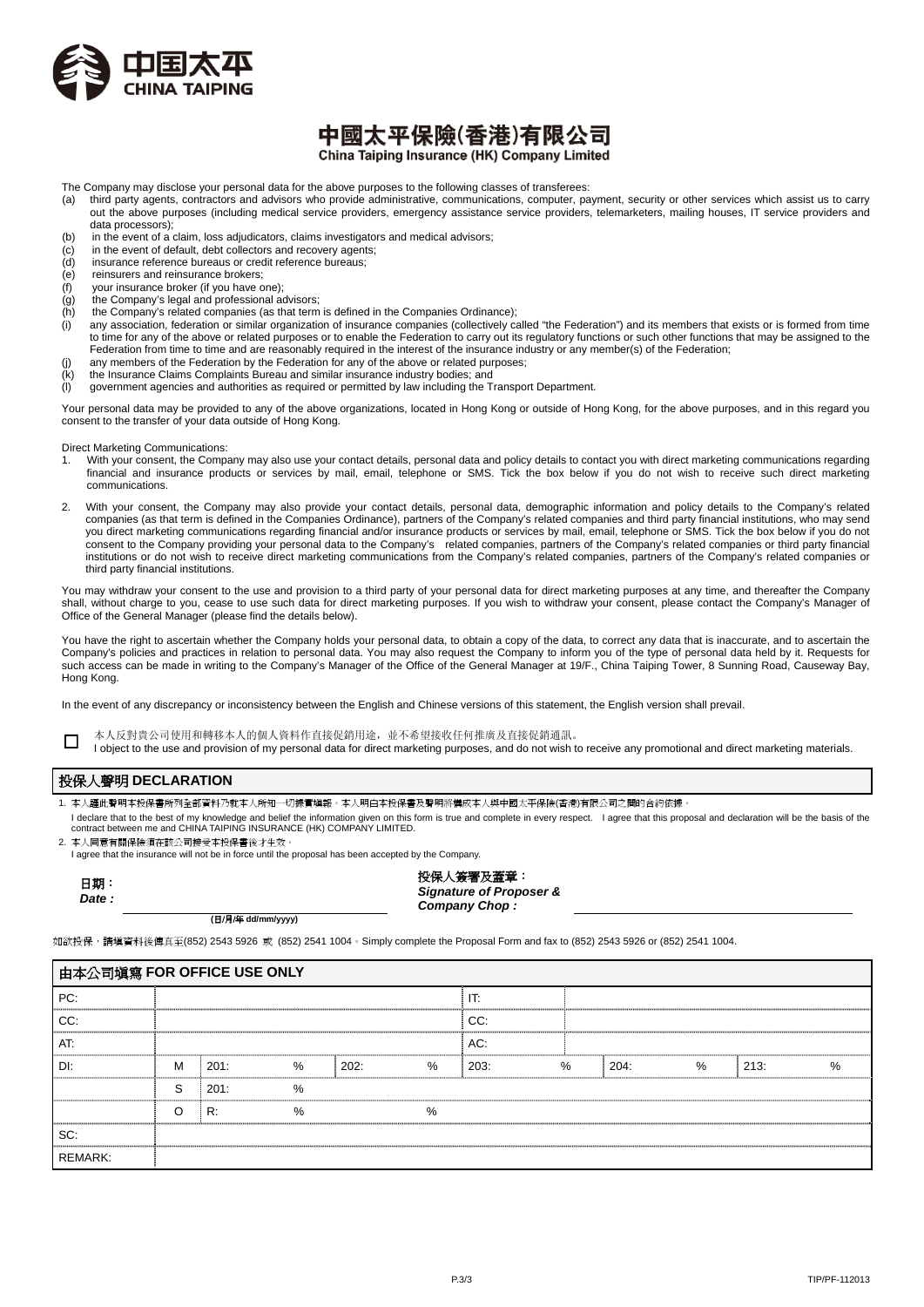中国太平
CHINA TAIPING

# 中國太平保險(香港)有限公司
**China Taiping Insurance (HK) Company Limited**

The Company may disclose your personal data for the above purposes to the following classes of transferees:

(a) third party agents, contractors and advisors who provide administrative, communications, computer, payment, security or other services which assist us to carry out the above purposes (including medical service providers, emergency assistance service providers, telemarketers, mailing houses, IT service providers and data processors);
(b) in the event of a claim, loss adjudicators, claims investigators and medical advisors;
(c) in the event of default, debt collectors and recovery agents;
(d) insurance reference bureaus or credit reference bureaus;
(e) reinsurers and reinsurance brokers;
(f) your insurance broker (if you have one);
(g) the Company's legal and professional advisors;
(h) the Company's related companies (as that term is defined in the Companies Ordinance);
(i) any association, federation or similar organization of insurance companies (collectively called "the Federation") and its members that exists or is formed from time to time for any of the above or related purposes or to enable the Federation to carry out its regulatory functions or such other functions that may be assigned to the Federation from time to time and are reasonably required in the interest of the insurance industry or any member(s) of the Federation;
(j) any members of the Federation by the Federation for any of the above or related purposes;
(k) the Insurance Claims Complaints Bureau and similar insurance industry bodies; and
(l) government agencies and authorities as required or permitted by law including the Transport Department.

Your personal data may be provided to any of the above organizations, located in Hong Kong or outside of Hong Kong, for the above purposes, and in this regard you consent to the transfer of your data outside of Hong Kong.

Direct Marketing Communications:

1. With your consent, the Company may also use your contact details, personal data and policy details to contact you with direct marketing communications regarding financial and insurance products or services by mail, email, telephone or SMS. Tick the box below if you do not wish to receive such direct marketing communications.

2. With your consent, the Company may also provide your contact details, personal data, demographic information and policy details to the Company's related companies (as that term is defined in the Companies Ordinance), partners of the Company's related companies and third party financial institutions, who may send you direct marketing communications regarding financial and/or insurance products or services by mail, email, telephone or SMS. Tick the box below if you do not consent to the Company providing your personal data to the Company's related companies, partners of the Company's related companies or third party financial institutions or do not wish to receive direct marketing communications from the Company's related companies, partners of the Company's related companies or third party financial institutions.

You may withdraw your consent to the use and provision to a third party of your personal data for direct marketing purposes at any time, and thereafter the Company shall, without charge to you, cease to use such data for direct marketing purposes. If you wish to withdraw your consent, please contact the Company's Manager of Office of the General Manager (please find the details below).

You have the right to ascertain whether the Company holds your personal data, to obtain a copy of the data, to correct any data that is inaccurate, and to ascertain the Company's policies and practices in relation to personal data. You may also request the Company to inform you of the type of personal data held by it. Requests for such access can be made in writing to the Company's Manager of the Office of the General Manager at 19/F., China Taiping Tower, 8 Sunning Road, Causeway Bay, Hong Kong.

In the event of any discrepancy or inconsistency between the English and Chinese versions of this statement, the English version shall prevail.

☐ 本人反對貴公司使用和轉移本人的個人資料作直接促銷用途，並不希望接收任何推廣及直接促銷通訊。
I object to the use and provision of my personal data for direct marketing purposes, and do not wish to receive any promotional and direct marketing materials.

## 投保人聲明 DECLARATION

1. 本人謹此聲明本投保書所列全部資料乃就本人所知一切據實填報。本人明白本投保書及聲明將構成本人與中國太平保險(香港)有限公司之間的合約依據。
I declare that to the best of my knowledge and belief the information given on this form is true and complete in every respect. I agree that this proposal and declaration will be the basis of the contract between me and CHINA TAIPING INSURANCE (HK) COMPANY LIMITED.
2. 本人同意有關保險須在該公司接受本投保書後才生效。
I agree that the insurance will not be in force until the proposal has been accepted by the Company.

日期：
*Date :* ____________________
(日/月/年 dd/mm/yyyy)

投保人簽署及蓋章：
*Signature of Proposer & Company Chop :* ____________________

如欲投保，請填資料後傳真至(852) 2543 5926 或 (852) 2541 1004。Simply complete the Proposal Form and fax to (852) 2543 5926 or (852) 2541 1004.

## 由本公司填寫 FOR OFFICE USE ONLY

| | | | | | | | | | | | |
|---|---|---|---|---|---|---|---|---|---|---|---|
| PC: | | | | | | IT: | | | | | |
| CC: | | | | | | CC: | | | | | |
| AT: | | | | | | AC: | | | | | |
| DI: | M | 201: | % | 202: | % | 203: | % | 204: | % | 213: | % |
| | S | 201: | % | | | | | | | | |
| | O | R: | % | | % | | | | | | |
| SC: | | | | | | | | | | | |
| REMARK: | | | | | | | | | | | |

TIP/PF-112013